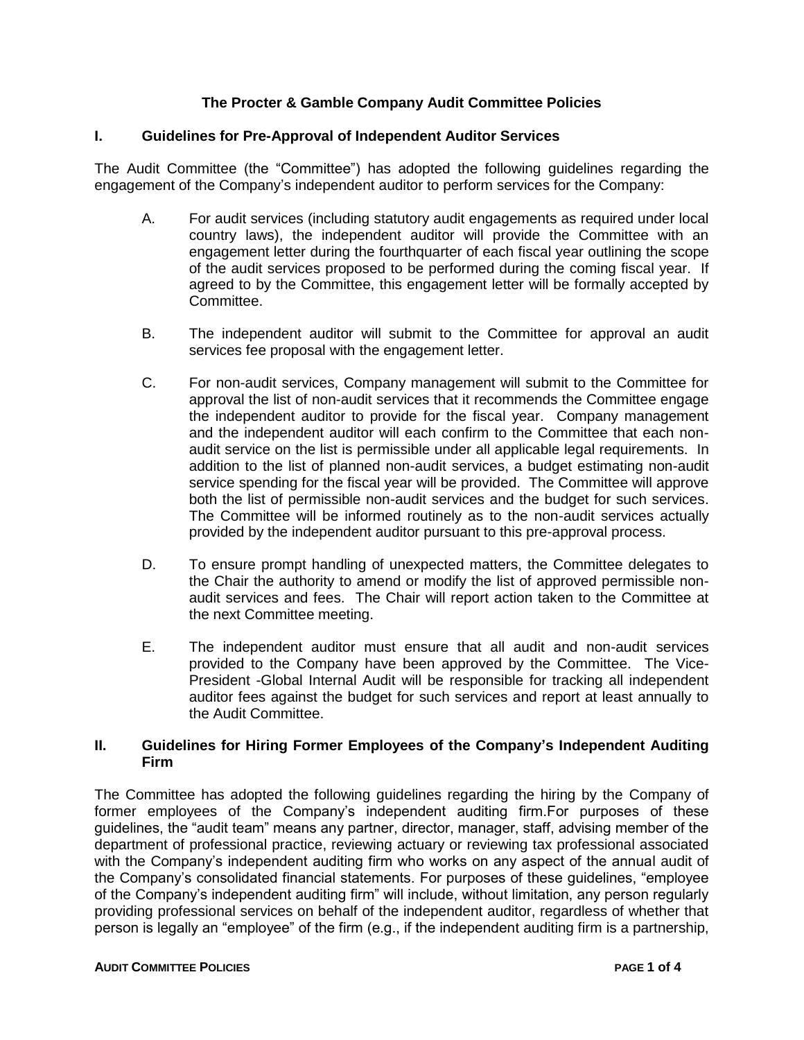# The Procter & Gamble Company Audit Committee Policies

## I. Guidelines for Pre-Approval of Independent Auditor Services

The Audit Committee (the "Committee") has adopted the following guidelines regarding the engagement of the Company's independent auditor to perform services for the Company:

A. For audit services (including statutory audit engagements as required under local country laws), the independent auditor will provide the Committee with an engagement letter during the fourthquarter of each fiscal year outlining the scope of the audit services proposed to be performed during the coming fiscal year. If agreed to by the Committee, this engagement letter will be formally accepted by Committee.

B. The independent auditor will submit to the Committee for approval an audit services fee proposal with the engagement letter.

C. For non-audit services, Company management will submit to the Committee for approval the list of non-audit services that it recommends the Committee engage the independent auditor to provide for the fiscal year. Company management and the independent auditor will each confirm to the Committee that each non-audit service on the list is permissible under all applicable legal requirements. In addition to the list of planned non-audit services, a budget estimating non-audit service spending for the fiscal year will be provided. The Committee will approve both the list of permissible non-audit services and the budget for such services. The Committee will be informed routinely as to the non-audit services actually provided by the independent auditor pursuant to this pre-approval process.

D. To ensure prompt handling of unexpected matters, the Committee delegates to the Chair the authority to amend or modify the list of approved permissible non-audit services and fees. The Chair will report action taken to the Committee at the next Committee meeting.

E. The independent auditor must ensure that all audit and non-audit services provided to the Company have been approved by the Committee. The Vice-President -Global Internal Audit will be responsible for tracking all independent auditor fees against the budget for such services and report at least annually to the Audit Committee.

## II. Guidelines for Hiring Former Employees of the Company's Independent Auditing Firm

The Committee has adopted the following guidelines regarding the hiring by the Company of former employees of the Company's independent auditing firm.For purposes of these guidelines, the "audit team" means any partner, director, manager, staff, advising member of the department of professional practice, reviewing actuary or reviewing tax professional associated with the Company's independent auditing firm who works on any aspect of the annual audit of the Company's consolidated financial statements. For purposes of these guidelines, "employee of the Company's independent auditing firm" will include, without limitation, any person regularly providing professional services on behalf of the independent auditor, regardless of whether that person is legally an "employee" of the firm (e.g., if the independent auditing firm is a partnership,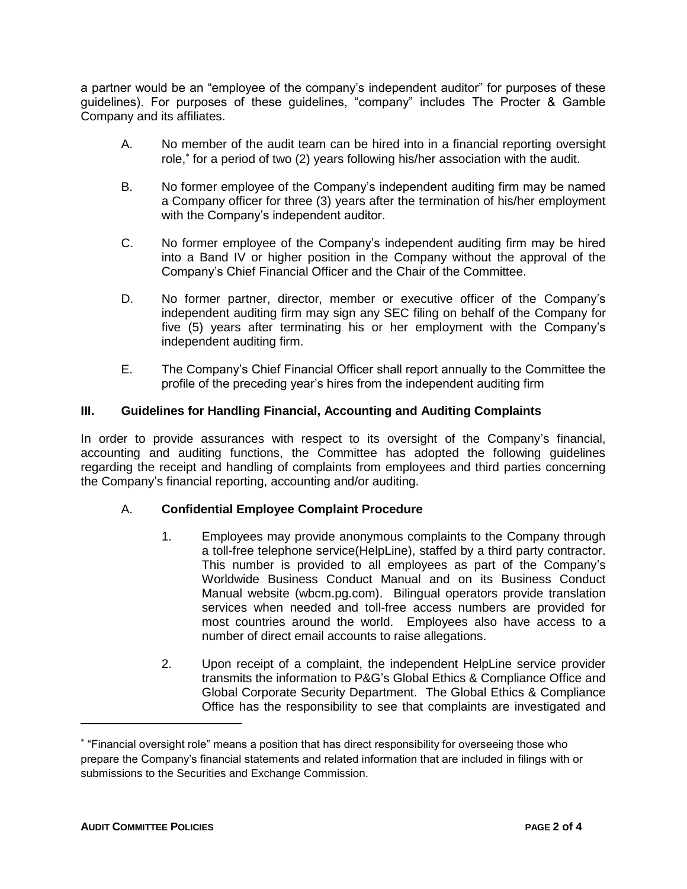a partner would be an "employee of the company's independent auditor" for purposes of these guidelines). For purposes of these guidelines, "company" includes The Procter & Gamble Company and its affiliates.

A. No member of the audit team can be hired into in a financial reporting oversight role,[*] for a period of two (2) years following his/her association with the audit.

B. No former employee of the Company's independent auditing firm may be named a Company officer for three (3) years after the termination of his/her employment with the Company's independent auditor.

C. No former employee of the Company's independent auditing firm may be hired into a Band IV or higher position in the Company without the approval of the Company's Chief Financial Officer and the Chair of the Committee.

D. No former partner, director, member or executive officer of the Company's independent auditing firm may sign any SEC filing on behalf of the Company for five (5) years after terminating his or her employment with the Company's independent auditing firm.

E. The Company's Chief Financial Officer shall report annually to the Committee the profile of the preceding year's hires from the independent auditing firm

## III. Guidelines for Handling Financial, Accounting and Auditing Complaints

In order to provide assurances with respect to its oversight of the Company's financial, accounting and auditing functions, the Committee has adopted the following guidelines regarding the receipt and handling of complaints from employees and third parties concerning the Company's financial reporting, accounting and/or auditing.

### A. Confidential Employee Complaint Procedure

1. Employees may provide anonymous complaints to the Company through a toll-free telephone service(HelpLine), staffed by a third party contractor. This number is provided to all employees as part of the Company's Worldwide Business Conduct Manual and on its Business Conduct Manual website (wbcm.pg.com). Bilingual operators provide translation services when needed and toll-free access numbers are provided for most countries around the world. Employees also have access to a number of direct email accounts to raise allegations.

2. Upon receipt of a complaint, the independent HelpLine service provider transmits the information to P&G's Global Ethics & Compliance Office and Global Corporate Security Department. The Global Ethics & Compliance Office has the responsibility to see that complaints are investigated and

---

[*] "Financial oversight role" means a position that has direct responsibility for overseeing those who prepare the Company's financial statements and related information that are included in filings with or submissions to the Securities and Exchange Commission.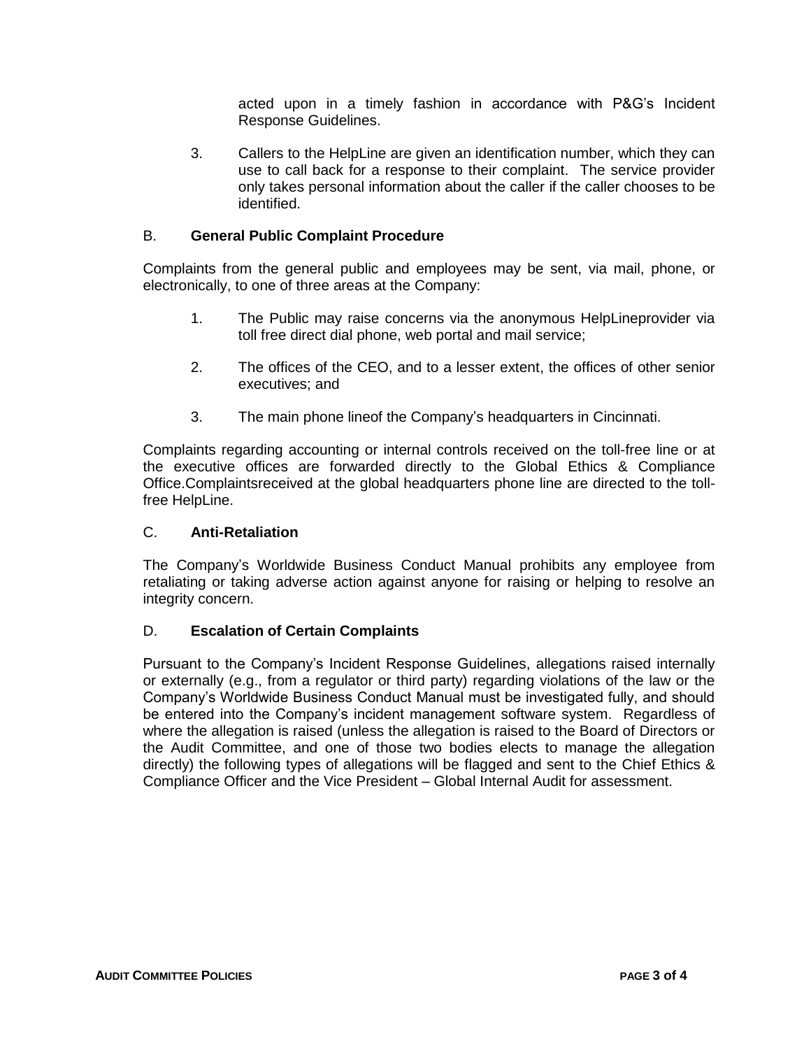acted upon in a timely fashion in accordance with P&G's Incident Response Guidelines.

3. Callers to the HelpLine are given an identification number, which they can use to call back for a response to their complaint. The service provider only takes personal information about the caller if the caller chooses to be identified.

### B. General Public Complaint Procedure

Complaints from the general public and employees may be sent, via mail, phone, or electronically, to one of three areas at the Company:

1. The Public may raise concerns via the anonymous HelpLineprovider via toll free direct dial phone, web portal and mail service;

2. The offices of the CEO, and to a lesser extent, the offices of other senior executives; and

3. The main phone lineof the Company's headquarters in Cincinnati.

Complaints regarding accounting or internal controls received on the toll-free line or at the executive offices are forwarded directly to the Global Ethics & Compliance Office.Complaintsreceived at the global headquarters phone line are directed to the toll-free HelpLine.

### C. Anti-Retaliation

The Company's Worldwide Business Conduct Manual prohibits any employee from retaliating or taking adverse action against anyone for raising or helping to resolve an integrity concern.

### D. Escalation of Certain Complaints

Pursuant to the Company's Incident Response Guidelines, allegations raised internally or externally (e.g., from a regulator or third party) regarding violations of the law or the Company's Worldwide Business Conduct Manual must be investigated fully, and should be entered into the Company's incident management software system. Regardless of where the allegation is raised (unless the allegation is raised to the Board of Directors or the Audit Committee, and one of those two bodies elects to manage the allegation directly) the following types of allegations will be flagged and sent to the Chief Ethics & Compliance Officer and the Vice President – Global Internal Audit for assessment.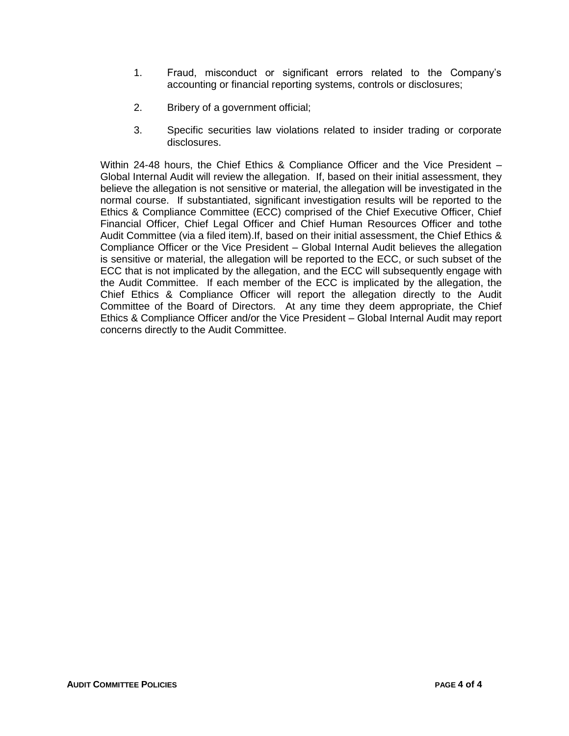1. Fraud, misconduct or significant errors related to the Company's accounting or financial reporting systems, controls or disclosures;

2. Bribery of a government official;

3. Specific securities law violations related to insider trading or corporate disclosures.

Within 24-48 hours, the Chief Ethics & Compliance Officer and the Vice President – Global Internal Audit will review the allegation. If, based on their initial assessment, they believe the allegation is not sensitive or material, the allegation will be investigated in the normal course. If substantiated, significant investigation results will be reported to the Ethics & Compliance Committee (ECC) comprised of the Chief Executive Officer, Chief Financial Officer, Chief Legal Officer and Chief Human Resources Officer and tothe Audit Committee (via a filed item).If, based on their initial assessment, the Chief Ethics & Compliance Officer or the Vice President – Global Internal Audit believes the allegation is sensitive or material, the allegation will be reported to the ECC, or such subset of the ECC that is not implicated by the allegation, and the ECC will subsequently engage with the Audit Committee. If each member of the ECC is implicated by the allegation, the Chief Ethics & Compliance Officer will report the allegation directly to the Audit Committee of the Board of Directors. At any time they deem appropriate, the Chief Ethics & Compliance Officer and/or the Vice President – Global Internal Audit may report concerns directly to the Audit Committee.